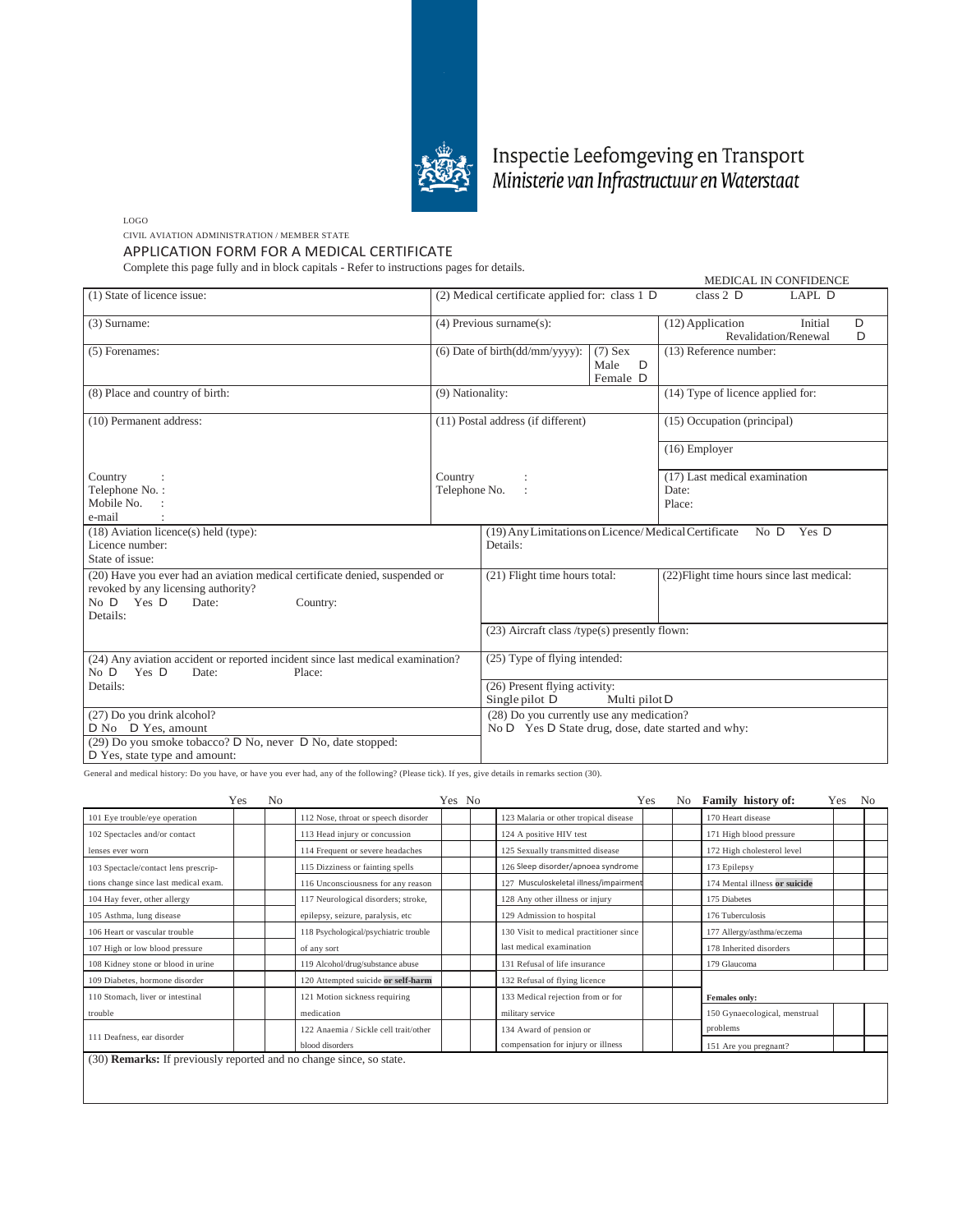Inspectie Leefomgeving en Transport
*Ministerie van Infrastructuur en Waterstaat*

LOGO

CIVIL AVIATION ADMINISTRATION / MEMBER STATE

## APPLICATION FORM FOR A MEDICAL CERTIFICATE

Complete this page fully and in block capitals - Refer to instructions pages for details.

MEDICAL IN CONFIDENCE

| | | |
|---|---|---|
| (1) State of licence issue: | (2) Medical certificate applied for: class 1 D class 2 D LAPL D | |
| (3) Surname: | (4) Previous surname(s): | (12) Application Initial D Revalidation/Renewal D |
| (5) Forenames: | (6) Date of birth(dd/mm/yyyy): (7) Sex Male D Female D | (13) Reference number: |
| (8) Place and country of birth: | (9) Nationality: | (14) Type of licence applied for: |
| (10) Permanent address: Country : Telephone No. : Mobile No. : e-mail : | (11) Postal address (if different) Country : Telephone No. : | (15) Occupation (principal) (16) Employer (17) Last medical examination Date: Place: |
| (18) Aviation licence(s) held (type): Licence number: State of issue: | (19) Any Limitations on Licence/ Medical Certificate No D Yes D Details: | |
| (20) Have you ever had an aviation medical certificate denied, suspended or revoked by any licensing authority? No D Yes D Date: Country: Details: | (21) Flight time hours total: | (22) Flight time hours since last medical: |
| | (23) Aircraft class /type(s) presently flown: | |
| (24) Any aviation accident or reported incident since last medical examination? No D Yes D Date: Place: Details: | (25) Type of flying intended: | |
| | (26) Present flying activity: Single pilot D Multi pilot D | |
| (27) Do you drink alcohol? D No D Yes, amount | (28) Do you currently use any medication? No D Yes D State drug, dose, date started and why: | |
| (29) Do you smoke tobacco? D No, never D No, date stopped: D Yes, state type and amount: | | |

General and medical history: Do you have, or have you ever had, any of the following? (Please tick). If yes, give details in remarks section (30).

| | Yes | No | | Yes | No | | Yes | No | **Family history of:** | Yes | No |
|---|---|---|---|---|---|---|---|---|---|---|---|
| 101 Eye trouble/eye operation | | | 112 Nose, throat or speech disorder | | | 123 Malaria or other tropical disease | | | 170 Heart disease | | |
| 102 Spectacles and/or contact lenses ever worn | | | 113 Head injury or concussion | | | 124 A positive HIV test | | | 171 High blood pressure | | |
| | | | 114 Frequent or severe headaches | | | 125 Sexually transmitted disease | | | 172 High cholesterol level | | |
| 103 Spectacle/contact lens prescriptions change since last medical exam. | | | 115 Dizziness or fainting spells | | | 126 Sleep disorder/apnoea syndrome | | | 173 Epilepsy | | |
| | | | 116 Unconsciousness for any reason | | | 127 Musculoskeletal illness/impairment | | | 174 Mental illness **or suicide** | | |
| 104 Hay fever, other allergy | | | 117 Neurological disorders; stroke, epilepsy, seizure, paralysis, etc | | | 128 Any other illness or injury | | | 175 Diabetes | | |
| 105 Asthma, lung disease | | | | | | 129 Admission to hospital | | | 176 Tuberculosis | | |
| 106 Heart or vascular trouble | | | 118 Psychological/psychiatric trouble of any sort | | | 130 Visit to medical practitioner since last medical examination | | | 177 Allergy/asthma/eczema | | |
| 107 High or low blood pressure | | | | | | | | | 178 Inherited disorders | | |
| 108 Kidney stone or blood in urine | | | 119 Alcohol/drug/substance abuse | | | 131 Refusal of life insurance | | | 179 Glaucoma | | |
| 109 Diabetes, hormone disorder | | | 120 Attempted suicide **or self-harm** | | | 132 Refusal of flying licence | | | | | |
| 110 Stomach, liver or intestinal trouble | | | 121 Motion sickness requiring medication | | | 133 Medical rejection from or for military service | | | **Females only:** | | |
| | | | | | | | | | 150 Gynaecological, menstrual problems | | |
| 111 Deafness, ear disorder | | | 122 Anaemia / Sickle cell trait/other blood disorders | | | 134 Award of pension or compensation for injury or illness | | | 151 Are you pregnant? | | |

(30) **Remarks:** If previously reported and no change since, so state.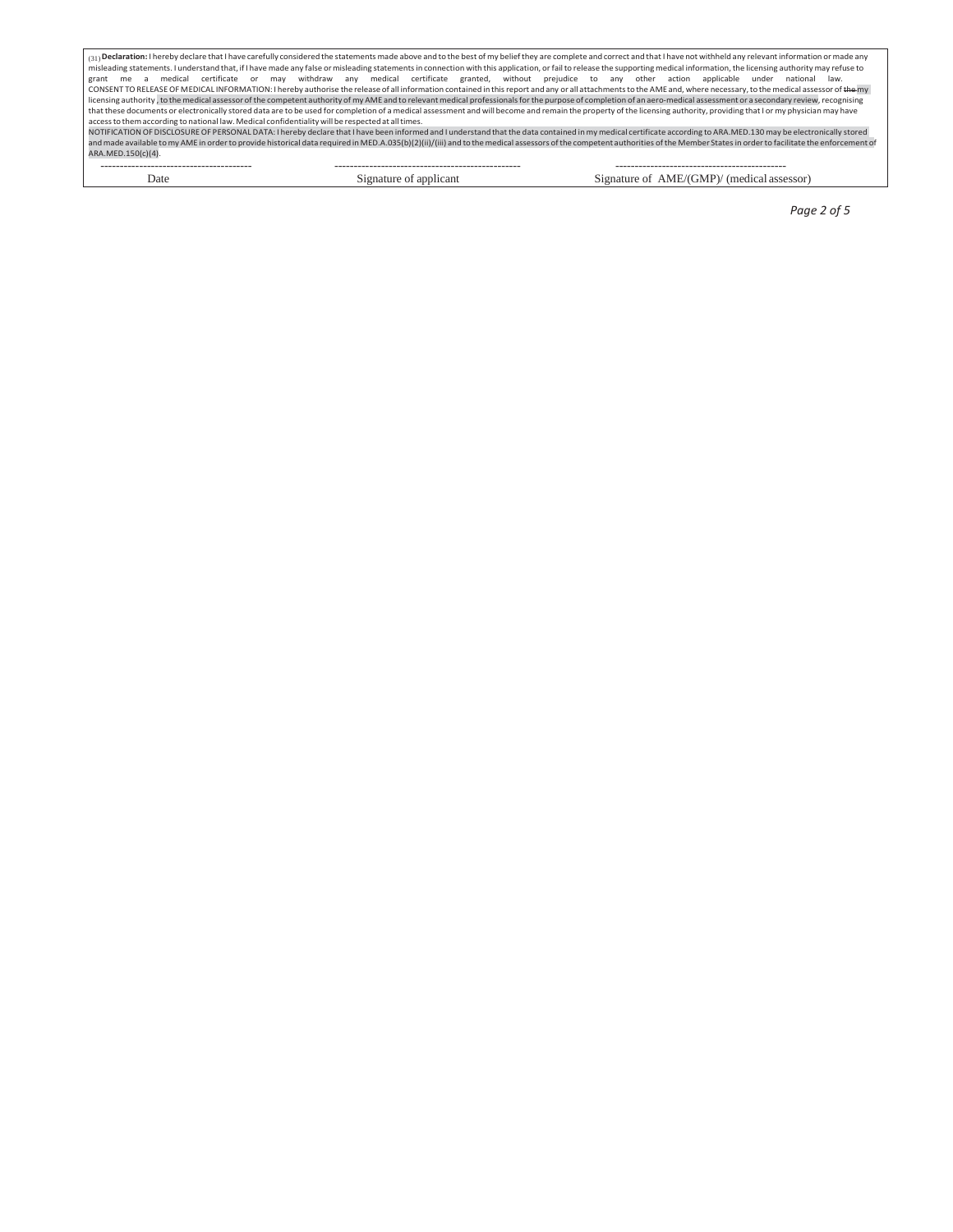(31) **Declaration:** I hereby declare that I have carefully considered the statements made above and to the best of my belief they are complete and correct and that I have not withheld any relevant information or made any misleading statements. I understand that, if I have made any false or misleading statements in connection with this application, or fail to release the supporting medical information, the licensing authority may refuse to grant me a medical certificate or may withdraw any medical certificate granted, without prejudice to any other action applicable under national law.

CONSENT TO RELEASE OF MEDICAL INFORMATION: I hereby authorise the release of all information contained in this report and any or all attachments to the AME and, where necessary, to the medical assessor of ~~the~~ my licensing authority, to the medical assessor of the competent authority of my AME and to relevant medical professionals for the purpose of completion of an aero-medical assessment or a secondary review, recognising that these documents or electronically stored data are to be used for completion of a medical assessment and will become and remain the property of the licensing authority, providing that I or my physician may have access to them according to national law. Medical confidentiality will be respected at all times.

NOTIFICATION OF DISCLOSURE OF PERSONAL DATA: I hereby declare that I have been informed and I understand that the data contained in my medical certificate according to ARA.MED.130 may be electronically stored and made available to my AME in order to provide historical data required in MED.A.035(b)(2)(ii)/(iii) and to the medical assessors of the competent authorities of the Member States in order to facilitate the enforcement of ARA.MED.150(c)(4).

| ---------------------------------------- | ------------------------------------------------ | -------------------------------------------- |
|---|---|---|
| Date | Signature of applicant | Signature of AME/(GMP)/ (medical assessor) |